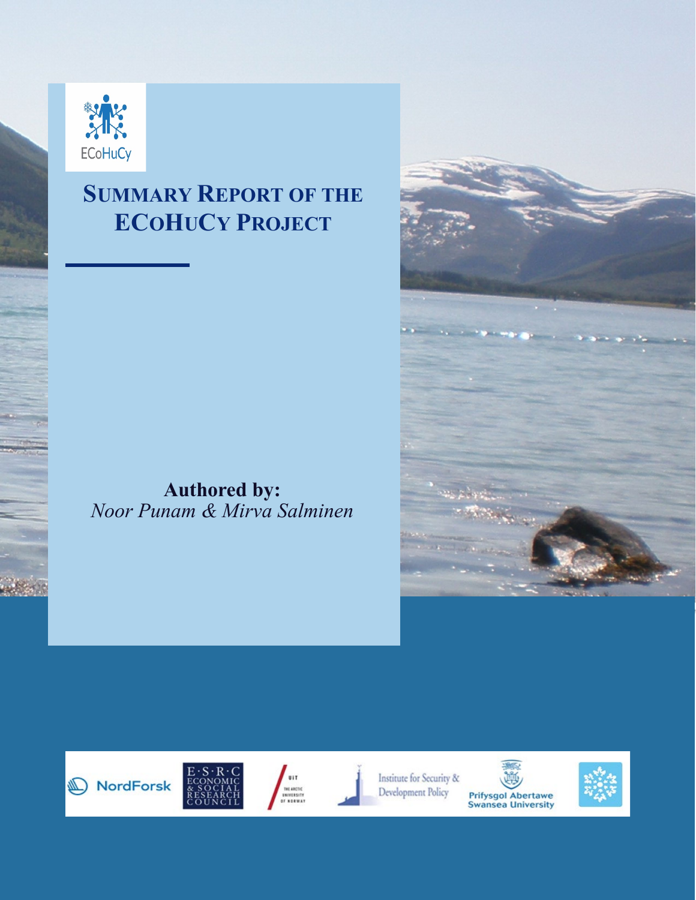# Summary Report of the ECoHuCy Project

**Authored by:**
*Noor Punam & Mirva Salminen*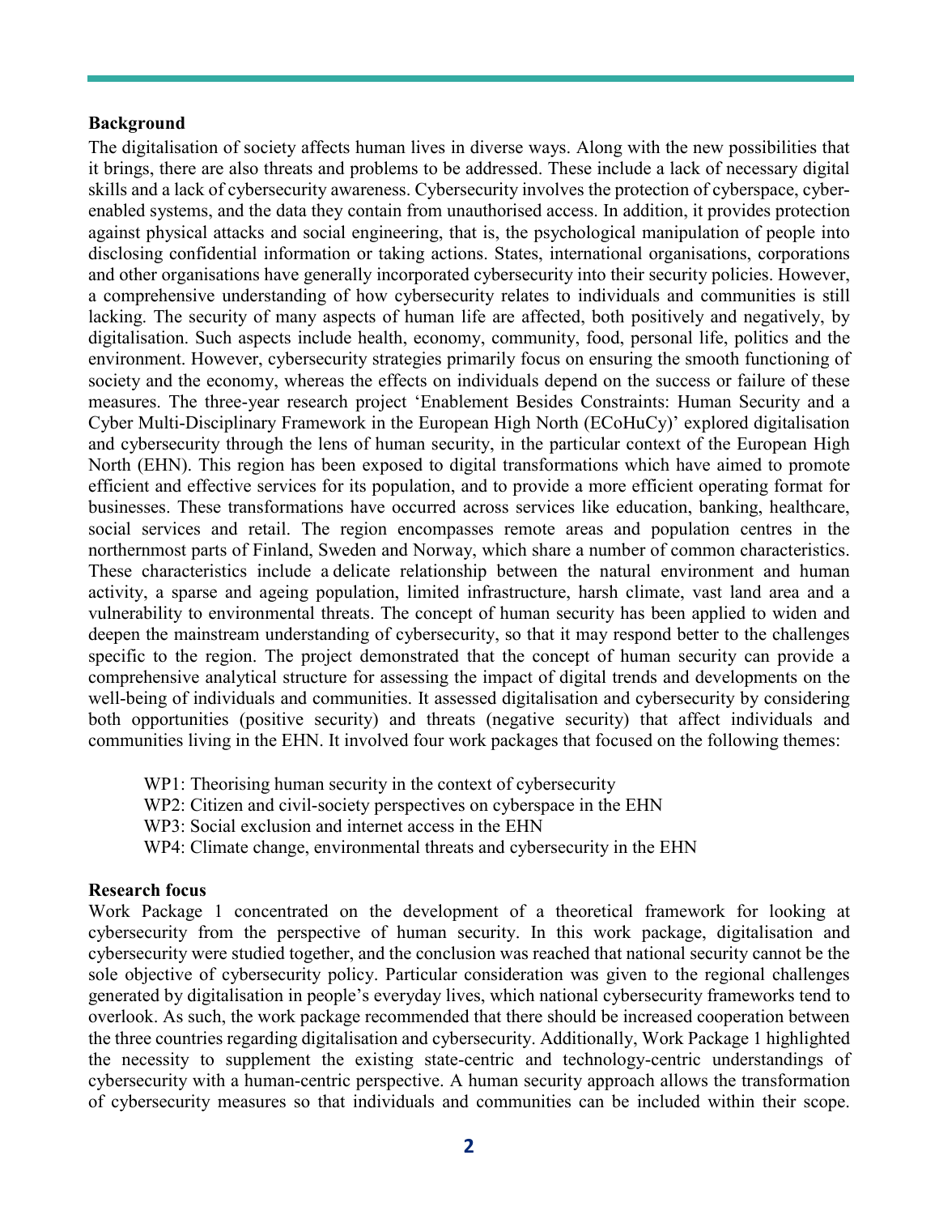**Background**

The digitalisation of society affects human lives in diverse ways. Along with the new possibilities that it brings, there are also threats and problems to be addressed. These include a lack of necessary digital skills and a lack of cybersecurity awareness. Cybersecurity involves the protection of cyberspace, cyber-enabled systems, and the data they contain from unauthorised access. In addition, it provides protection against physical attacks and social engineering, that is, the psychological manipulation of people into disclosing confidential information or taking actions. States, international organisations, corporations and other organisations have generally incorporated cybersecurity into their security policies. However, a comprehensive understanding of how cybersecurity relates to individuals and communities is still lacking. The security of many aspects of human life are affected, both positively and negatively, by digitalisation. Such aspects include health, economy, community, food, personal life, politics and the environment. However, cybersecurity strategies primarily focus on ensuring the smooth functioning of society and the economy, whereas the effects on individuals depend on the success or failure of these measures. The three-year research project 'Enablement Besides Constraints: Human Security and a Cyber Multi-Disciplinary Framework in the European High North (ECoHuCy)' explored digitalisation and cybersecurity through the lens of human security, in the particular context of the European High North (EHN). This region has been exposed to digital transformations which have aimed to promote efficient and effective services for its population, and to provide a more efficient operating format for businesses. These transformations have occurred across services like education, banking, healthcare, social services and retail. The region encompasses remote areas and population centres in the northernmost parts of Finland, Sweden and Norway, which share a number of common characteristics. These characteristics include a delicate relationship between the natural environment and human activity, a sparse and ageing population, limited infrastructure, harsh climate, vast land area and a vulnerability to environmental threats. The concept of human security has been applied to widen and deepen the mainstream understanding of cybersecurity, so that it may respond better to the challenges specific to the region. The project demonstrated that the concept of human security can provide a comprehensive analytical structure for assessing the impact of digital trends and developments on the well-being of individuals and communities. It assessed digitalisation and cybersecurity by considering both opportunities (positive security) and threats (negative security) that affect individuals and communities living in the EHN. It involved four work packages that focused on the following themes:

- WP1: Theorising human security in the context of cybersecurity
- WP2: Citizen and civil-society perspectives on cyberspace in the EHN
- WP3: Social exclusion and internet access in the EHN
- WP4: Climate change, environmental threats and cybersecurity in the EHN

**Research focus**

Work Package 1 concentrated on the development of a theoretical framework for looking at cybersecurity from the perspective of human security. In this work package, digitalisation and cybersecurity were studied together, and the conclusion was reached that national security cannot be the sole objective of cybersecurity policy. Particular consideration was given to the regional challenges generated by digitalisation in people's everyday lives, which national cybersecurity frameworks tend to overlook. As such, the work package recommended that there should be increased cooperation between the three countries regarding digitalisation and cybersecurity. Additionally, Work Package 1 highlighted the necessity to supplement the existing state-centric and technology-centric understandings of cybersecurity with a human-centric perspective. A human security approach allows the transformation of cybersecurity measures so that individuals and communities can be included within their scope.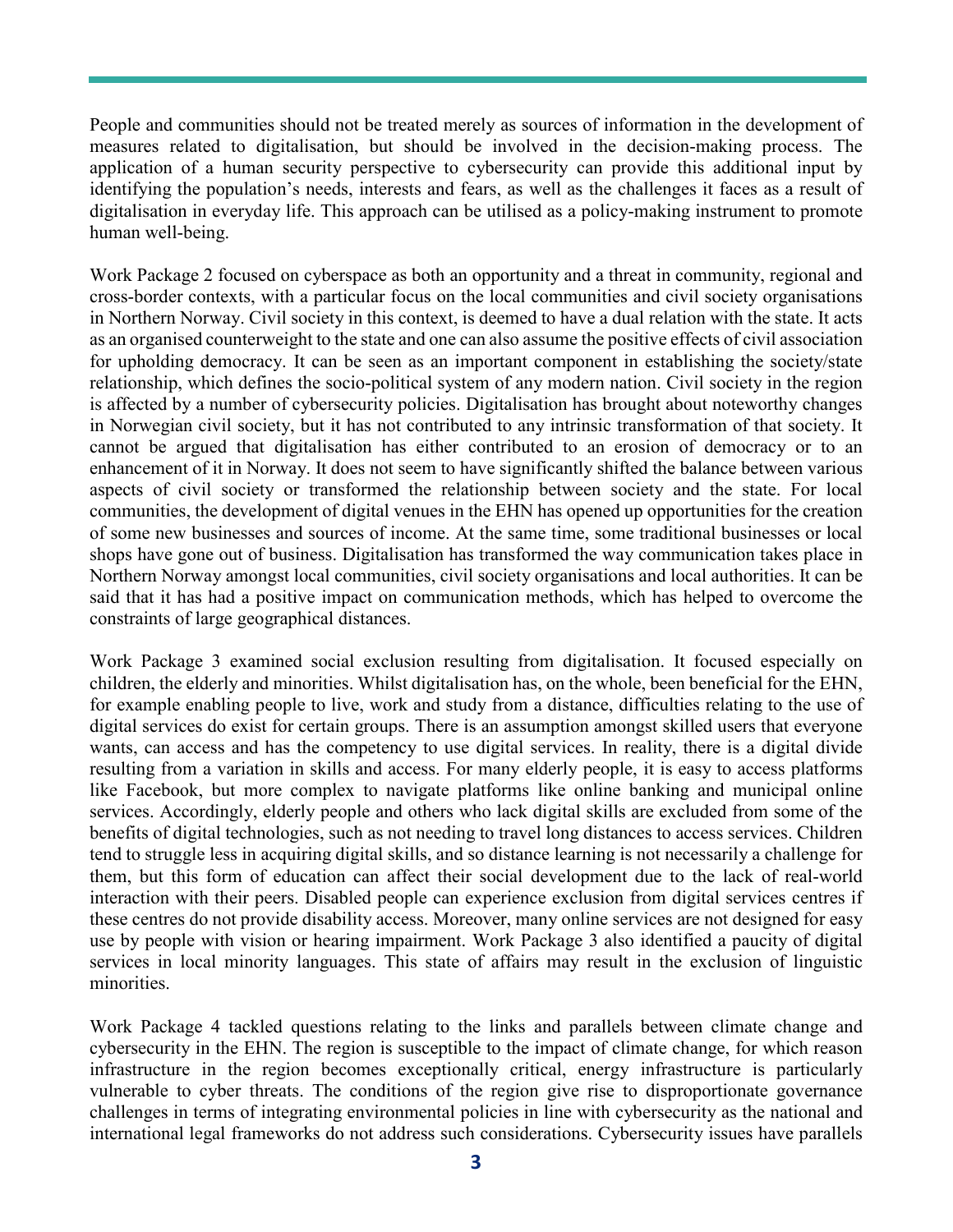People and communities should not be treated merely as sources of information in the development of measures related to digitalisation, but should be involved in the decision-making process. The application of a human security perspective to cybersecurity can provide this additional input by identifying the population's needs, interests and fears, as well as the challenges it faces as a result of digitalisation in everyday life. This approach can be utilised as a policy-making instrument to promote human well-being.

Work Package 2 focused on cyberspace as both an opportunity and a threat in community, regional and cross-border contexts, with a particular focus on the local communities and civil society organisations in Northern Norway. Civil society in this context, is deemed to have a dual relation with the state. It acts as an organised counterweight to the state and one can also assume the positive effects of civil association for upholding democracy. It can be seen as an important component in establishing the society/state relationship, which defines the socio-political system of any modern nation. Civil society in the region is affected by a number of cybersecurity policies. Digitalisation has brought about noteworthy changes in Norwegian civil society, but it has not contributed to any intrinsic transformation of that society. It cannot be argued that digitalisation has either contributed to an erosion of democracy or to an enhancement of it in Norway. It does not seem to have significantly shifted the balance between various aspects of civil society or transformed the relationship between society and the state. For local communities, the development of digital venues in the EHN has opened up opportunities for the creation of some new businesses and sources of income. At the same time, some traditional businesses or local shops have gone out of business. Digitalisation has transformed the way communication takes place in Northern Norway amongst local communities, civil society organisations and local authorities. It can be said that it has had a positive impact on communication methods, which has helped to overcome the constraints of large geographical distances.

Work Package 3 examined social exclusion resulting from digitalisation. It focused especially on children, the elderly and minorities. Whilst digitalisation has, on the whole, been beneficial for the EHN, for example enabling people to live, work and study from a distance, difficulties relating to the use of digital services do exist for certain groups. There is an assumption amongst skilled users that everyone wants, can access and has the competency to use digital services. In reality, there is a digital divide resulting from a variation in skills and access. For many elderly people, it is easy to access platforms like Facebook, but more complex to navigate platforms like online banking and municipal online services. Accordingly, elderly people and others who lack digital skills are excluded from some of the benefits of digital technologies, such as not needing to travel long distances to access services. Children tend to struggle less in acquiring digital skills, and so distance learning is not necessarily a challenge for them, but this form of education can affect their social development due to the lack of real-world interaction with their peers. Disabled people can experience exclusion from digital services centres if these centres do not provide disability access. Moreover, many online services are not designed for easy use by people with vision or hearing impairment. Work Package 3 also identified a paucity of digital services in local minority languages. This state of affairs may result in the exclusion of linguistic minorities.

Work Package 4 tackled questions relating to the links and parallels between climate change and cybersecurity in the EHN. The region is susceptible to the impact of climate change, for which reason infrastructure in the region becomes exceptionally critical, energy infrastructure is particularly vulnerable to cyber threats. The conditions of the region give rise to disproportionate governance challenges in terms of integrating environmental policies in line with cybersecurity as the national and international legal frameworks do not address such considerations. Cybersecurity issues have parallels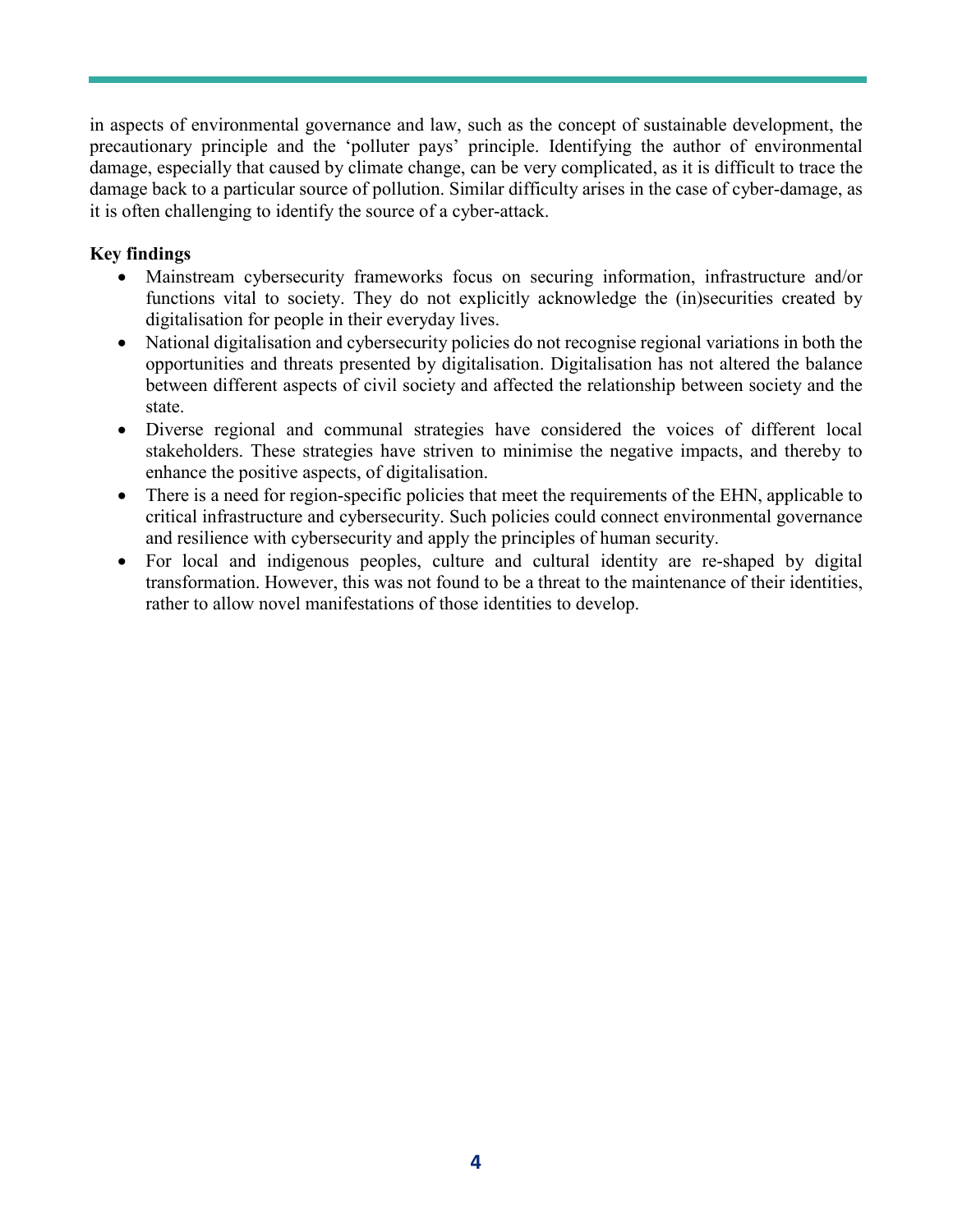in aspects of environmental governance and law, such as the concept of sustainable development, the precautionary principle and the 'polluter pays' principle. Identifying the author of environmental damage, especially that caused by climate change, can be very complicated, as it is difficult to trace the damage back to a particular source of pollution. Similar difficulty arises in the case of cyber-damage, as it is often challenging to identify the source of a cyber-attack.

**Key findings**

- Mainstream cybersecurity frameworks focus on securing information, infrastructure and/or functions vital to society. They do not explicitly acknowledge the (in)securities created by digitalisation for people in their everyday lives.
- National digitalisation and cybersecurity policies do not recognise regional variations in both the opportunities and threats presented by digitalisation. Digitalisation has not altered the balance between different aspects of civil society and affected the relationship between society and the state.
- Diverse regional and communal strategies have considered the voices of different local stakeholders. These strategies have striven to minimise the negative impacts, and thereby to enhance the positive aspects, of digitalisation.
- There is a need for region-specific policies that meet the requirements of the EHN, applicable to critical infrastructure and cybersecurity. Such policies could connect environmental governance and resilience with cybersecurity and apply the principles of human security.
- For local and indigenous peoples, culture and cultural identity are re-shaped by digital transformation. However, this was not found to be a threat to the maintenance of their identities, rather to allow novel manifestations of those identities to develop.